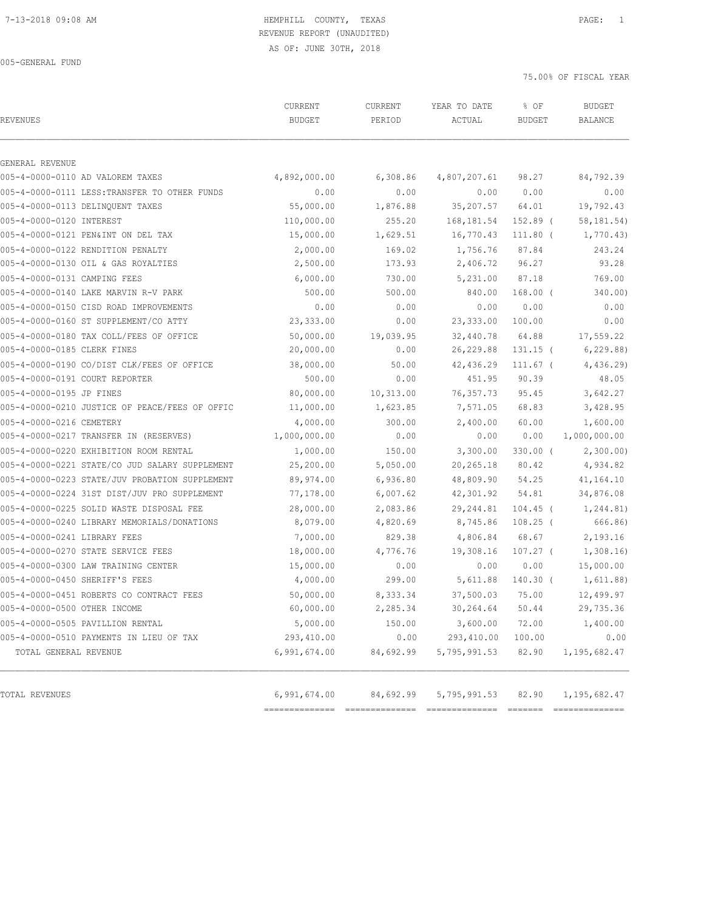# HEMPHILL COUNTY, TEXAS

REVENUE REPORT (UNAUDITED)

AS OF: JUNE 30TH, 2018

005-GENERAL FUND

75.00% OF FISCAL YEAR

| REVENUES | CURRENT BUDGET | CURRENT PERIOD | YEAR TO DATE ACTUAL | % OF BUDGET | BUDGET BALANCE |
|---|---|---|---|---|---|
| GENERAL REVENUE | | | | | |
| 005-4-0000-0110 AD VALOREM TAXES | 4,892,000.00 | 6,308.86 | 4,807,207.61 | 98.27 | 84,792.39 |
| 005-4-0000-0111 LESS:TRANSFER TO OTHER FUNDS | 0.00 | 0.00 | 0.00 | 0.00 | 0.00 |
| 005-4-0000-0113 DELINQUENT TAXES | 55,000.00 | 1,876.88 | 35,207.57 | 64.01 | 19,792.43 |
| 005-4-0000-0120 INTEREST | 110,000.00 | 255.20 | 168,181.54 | 152.89 ( | 58,181.54) |
| 005-4-0000-0121 PEN&INT ON DEL TAX | 15,000.00 | 1,629.51 | 16,770.43 | 111.80 ( | 1,770.43) |
| 005-4-0000-0122 RENDITION PENALTY | 2,000.00 | 169.02 | 1,756.76 | 87.84 | 243.24 |
| 005-4-0000-0130 OIL & GAS ROYALTIES | 2,500.00 | 173.93 | 2,406.72 | 96.27 | 93.28 |
| 005-4-0000-0131 CAMPING FEES | 6,000.00 | 730.00 | 5,231.00 | 87.18 | 769.00 |
| 005-4-0000-0140 LAKE MARVIN R-V PARK | 500.00 | 500.00 | 840.00 | 168.00 ( | 340.00) |
| 005-4-0000-0150 CISD ROAD IMPROVEMENTS | 0.00 | 0.00 | 0.00 | 0.00 | 0.00 |
| 005-4-0000-0160 ST SUPPLEMENT/CO ATTY | 23,333.00 | 0.00 | 23,333.00 | 100.00 | 0.00 |
| 005-4-0000-0180 TAX COLL/FEES OF OFFICE | 50,000.00 | 19,039.95 | 32,440.78 | 64.88 | 17,559.22 |
| 005-4-0000-0185 CLERK FINES | 20,000.00 | 0.00 | 26,229.88 | 131.15 ( | 6,229.88) |
| 005-4-0000-0190 CO/DIST CLK/FEES OF OFFICE | 38,000.00 | 50.00 | 42,436.29 | 111.67 ( | 4,436.29) |
| 005-4-0000-0191 COURT REPORTER | 500.00 | 0.00 | 451.95 | 90.39 | 48.05 |
| 005-4-0000-0195 JP FINES | 80,000.00 | 10,313.00 | 76,357.73 | 95.45 | 3,642.27 |
| 005-4-0000-0210 JUSTICE OF PEACE/FEES OF OFFIC | 11,000.00 | 1,623.85 | 7,571.05 | 68.83 | 3,428.95 |
| 005-4-0000-0216 CEMETERY | 4,000.00 | 300.00 | 2,400.00 | 60.00 | 1,600.00 |
| 005-4-0000-0217 TRANSFER IN (RESERVES) | 1,000,000.00 | 0.00 | 0.00 | 0.00 | 1,000,000.00 |
| 005-4-0000-0220 EXHIBITION ROOM RENTAL | 1,000.00 | 150.00 | 3,300.00 | 330.00 ( | 2,300.00) |
| 005-4-0000-0221 STATE/CO JUD SALARY SUPPLEMENT | 25,200.00 | 5,050.00 | 20,265.18 | 80.42 | 4,934.82 |
| 005-4-0000-0223 STATE/JUV PROBATION SUPPLEMENT | 89,974.00 | 6,936.80 | 48,809.90 | 54.25 | 41,164.10 |
| 005-4-0000-0224 31ST DIST/JUV PRO SUPPLEMENT | 77,178.00 | 6,007.62 | 42,301.92 | 54.81 | 34,876.08 |
| 005-4-0000-0225 SOLID WASTE DISPOSAL FEE | 28,000.00 | 2,083.86 | 29,244.81 | 104.45 ( | 1,244.81) |
| 005-4-0000-0240 LIBRARY MEMORIALS/DONATIONS | 8,079.00 | 4,820.69 | 8,745.86 | 108.25 ( | 666.86) |
| 005-4-0000-0241 LIBRARY FEES | 7,000.00 | 829.38 | 4,806.84 | 68.67 | 2,193.16 |
| 005-4-0000-0270 STATE SERVICE FEES | 18,000.00 | 4,776.76 | 19,308.16 | 107.27 ( | 1,308.16) |
| 005-4-0000-0300 LAW TRAINING CENTER | 15,000.00 | 0.00 | 0.00 | 0.00 | 15,000.00 |
| 005-4-0000-0450 SHERIFF'S FEES | 4,000.00 | 299.00 | 5,611.88 | 140.30 ( | 1,611.88) |
| 005-4-0000-0451 ROBERTS CO CONTRACT FEES | 50,000.00 | 8,333.34 | 37,500.03 | 75.00 | 12,499.97 |
| 005-4-0000-0500 OTHER INCOME | 60,000.00 | 2,285.34 | 30,264.64 | 50.44 | 29,735.36 |
| 005-4-0000-0505 PAVILLION RENTAL | 5,000.00 | 150.00 | 3,600.00 | 72.00 | 1,400.00 |
| 005-4-0000-0510 PAYMENTS IN LIEU OF TAX | 293,410.00 | 0.00 | 293,410.00 | 100.00 | 0.00 |
| TOTAL GENERAL REVENUE | 6,991,674.00 | 84,692.99 | 5,795,991.53 | 82.90 | 1,195,682.47 |
| TOTAL REVENUES | 6,991,674.00 | 84,692.99 | 5,795,991.53 | 82.90 | 1,195,682.47 |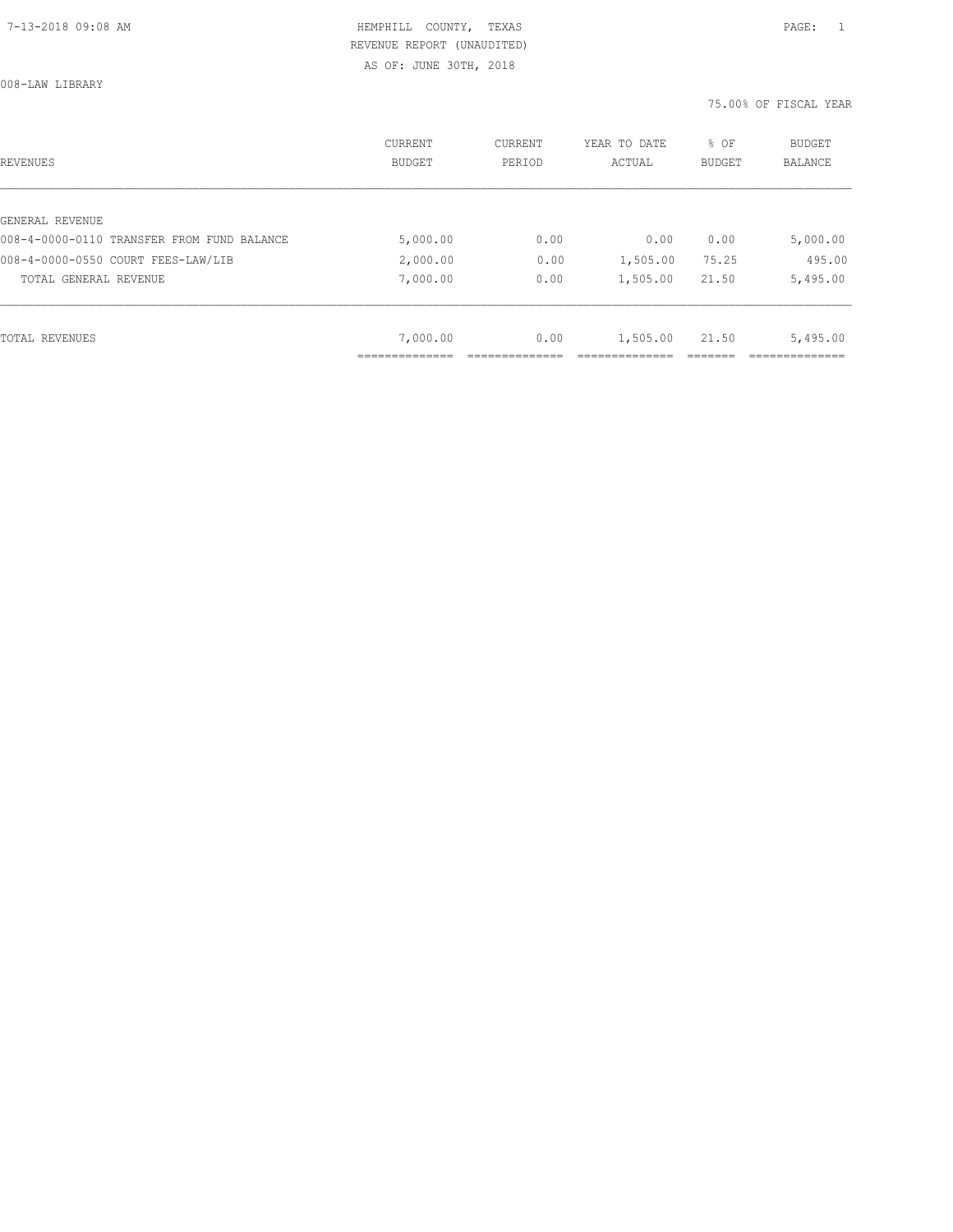HEMPHILL COUNTY, TEXAS
REVENUE REPORT (UNAUDITED)
AS OF: JUNE 30TH, 2018

008-LAW LIBRARY

75.00% OF FISCAL YEAR

| REVENUES | CURRENT BUDGET | CURRENT PERIOD | YEAR TO DATE ACTUAL | % OF BUDGET | BUDGET BALANCE |
|---|---|---|---|---|---|
| GENERAL REVENUE | | | | | |
| 008-4-0000-0110 TRANSFER FROM FUND BALANCE | 5,000.00 | 0.00 | 0.00 | 0.00 | 5,000.00 |
| 008-4-0000-0550 COURT FEES-LAW/LIB | 2,000.00 | 0.00 | 1,505.00 | 75.25 | 495.00 |
| TOTAL GENERAL REVENUE | 7,000.00 | 0.00 | 1,505.00 | 21.50 | 5,495.00 |
| TOTAL REVENUES | 7,000.00 | 0.00 | 1,505.00 | 21.50 | 5,495.00 |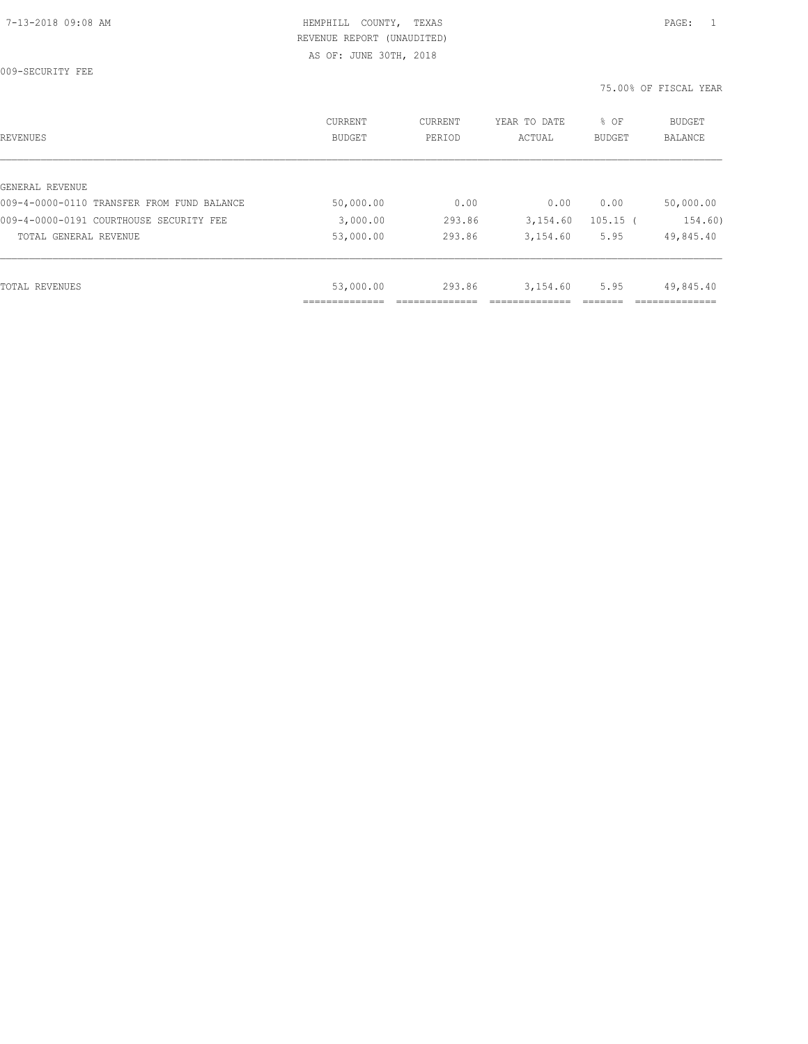HEMPHILL COUNTY, TEXAS
REVENUE REPORT (UNAUDITED)
AS OF: JUNE 30TH, 2018

009-SECURITY FEE

75.00% OF FISCAL YEAR

| REVENUES | CURRENT BUDGET | CURRENT PERIOD | YEAR TO DATE ACTUAL | % OF BUDGET | BUDGET BALANCE |
|---|---|---|---|---|---|
| GENERAL REVENUE | | | | | |
| 009-4-0000-0110 TRANSFER FROM FUND BALANCE | 50,000.00 | 0.00 | 0.00 | 0.00 | 50,000.00 |
| 009-4-0000-0191 COURTHOUSE SECURITY FEE | 3,000.00 | 293.86 | 3,154.60 | 105.15 | ( 154.60) |
| TOTAL GENERAL REVENUE | 53,000.00 | 293.86 | 3,154.60 | 5.95 | 49,845.40 |
| TOTAL REVENUES | 53,000.00 | 293.86 | 3,154.60 | 5.95 | 49,845.40 |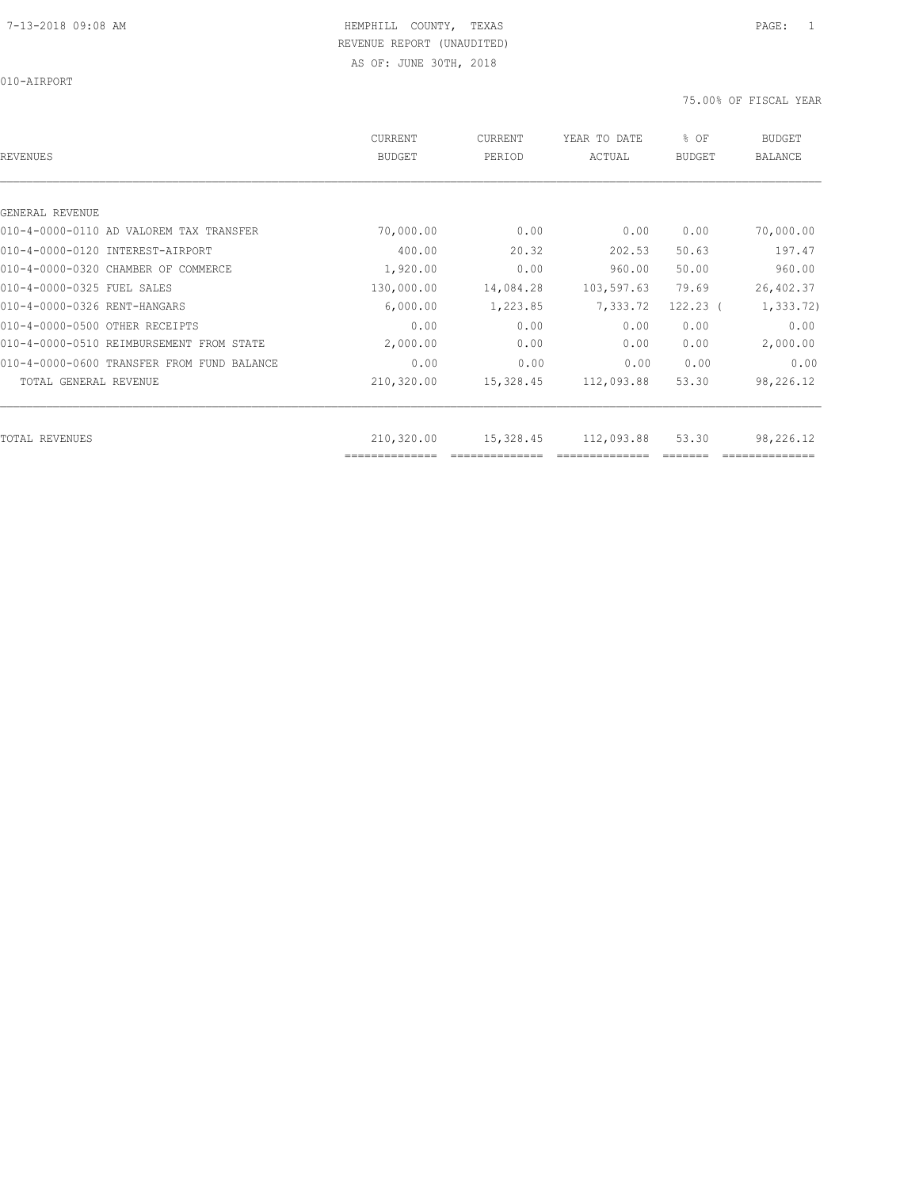HEMPHILL COUNTY, TEXAS
REVENUE REPORT (UNAUDITED)
AS OF: JUNE 30TH, 2018

010-AIRPORT

75.00% OF FISCAL YEAR

| REVENUES | CURRENT BUDGET | CURRENT PERIOD | YEAR TO DATE ACTUAL | % OF BUDGET | BUDGET BALANCE |
|---|---|---|---|---|---|
| GENERAL REVENUE | | | | | |
| 010-4-0000-0110 AD VALOREM TAX TRANSFER | 70,000.00 | 0.00 | 0.00 | 0.00 | 70,000.00 |
| 010-4-0000-0120 INTEREST-AIRPORT | 400.00 | 20.32 | 202.53 | 50.63 | 197.47 |
| 010-4-0000-0320 CHAMBER OF COMMERCE | 1,920.00 | 0.00 | 960.00 | 50.00 | 960.00 |
| 010-4-0000-0325 FUEL SALES | 130,000.00 | 14,084.28 | 103,597.63 | 79.69 | 26,402.37 |
| 010-4-0000-0326 RENT-HANGARS | 6,000.00 | 1,223.85 | 7,333.72 | 122.23 | ( 1,333.72) |
| 010-4-0000-0500 OTHER RECEIPTS | 0.00 | 0.00 | 0.00 | 0.00 | 0.00 |
| 010-4-0000-0510 REIMBURSEMENT FROM STATE | 2,000.00 | 0.00 | 0.00 | 0.00 | 2,000.00 |
| 010-4-0000-0600 TRANSFER FROM FUND BALANCE | 0.00 | 0.00 | 0.00 | 0.00 | 0.00 |
| TOTAL GENERAL REVENUE | 210,320.00 | 15,328.45 | 112,093.88 | 53.30 | 98,226.12 |
| TOTAL REVENUES | 210,320.00 | 15,328.45 | 112,093.88 | 53.30 | 98,226.12 |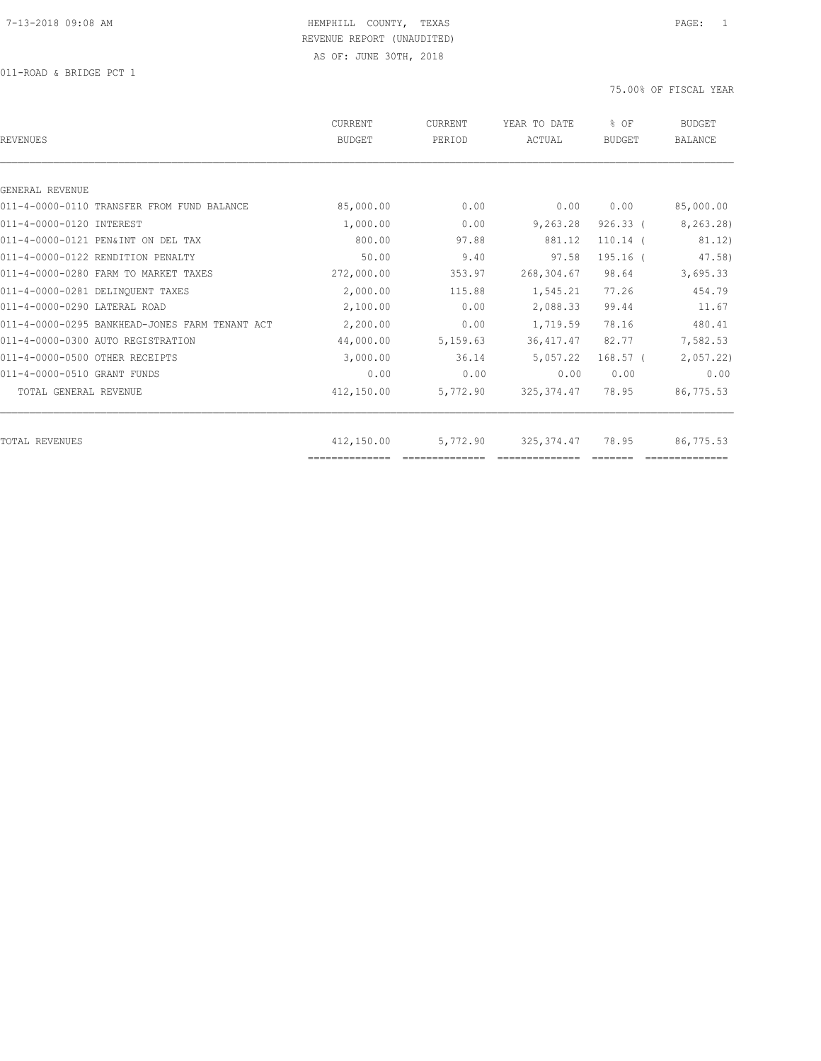7-13-2018 09:08 AM

HEMPHILL COUNTY, TEXAS
REVENUE REPORT (UNAUDITED)
AS OF: JUNE 30TH, 2018

011-ROAD & BRIDGE PCT 1

75.00% OF FISCAL YEAR

| REVENUES | CURRENT BUDGET | CURRENT PERIOD | YEAR TO DATE ACTUAL | % OF BUDGET | BUDGET BALANCE |
|---|---|---|---|---|---|
| GENERAL REVENUE | | | | | |
| 011-4-0000-0110 TRANSFER FROM FUND BALANCE | 85,000.00 | 0.00 | 0.00 | 0.00 | 85,000.00 |
| 011-4-0000-0120 INTEREST | 1,000.00 | 0.00 | 9,263.28 | 926.33 ( | 8,263.28) |
| 011-4-0000-0121 PEN&INT ON DEL TAX | 800.00 | 97.88 | 881.12 | 110.14 ( | 81.12) |
| 011-4-0000-0122 RENDITION PENALTY | 50.00 | 9.40 | 97.58 | 195.16 ( | 47.58) |
| 011-4-0000-0280 FARM TO MARKET TAXES | 272,000.00 | 353.97 | 268,304.67 | 98.64 | 3,695.33 |
| 011-4-0000-0281 DELINQUENT TAXES | 2,000.00 | 115.88 | 1,545.21 | 77.26 | 454.79 |
| 011-4-0000-0290 LATERAL ROAD | 2,100.00 | 0.00 | 2,088.33 | 99.44 | 11.67 |
| 011-4-0000-0295 BANKHEAD-JONES FARM TENANT ACT | 2,200.00 | 0.00 | 1,719.59 | 78.16 | 480.41 |
| 011-4-0000-0300 AUTO REGISTRATION | 44,000.00 | 5,159.63 | 36,417.47 | 82.77 | 7,582.53 |
| 011-4-0000-0500 OTHER RECEIPTS | 3,000.00 | 36.14 | 5,057.22 | 168.57 ( | 2,057.22) |
| 011-4-0000-0510 GRANT FUNDS | 0.00 | 0.00 | 0.00 | 0.00 | 0.00 |
| TOTAL GENERAL REVENUE | 412,150.00 | 5,772.90 | 325,374.47 | 78.95 | 86,775.53 |
| TOTAL REVENUES | 412,150.00 | 5,772.90 | 325,374.47 | 78.95 | 86,775.53 |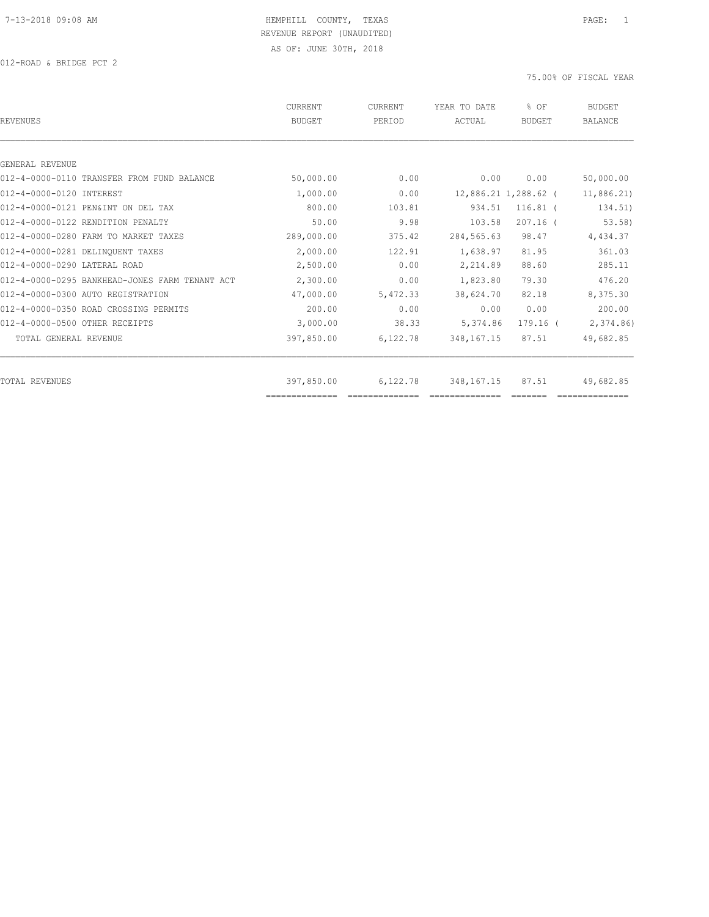HEMPHILL COUNTY, TEXAS
REVENUE REPORT (UNAUDITED)
AS OF: JUNE 30TH, 2018

012-ROAD & BRIDGE PCT 2

75.00% OF FISCAL YEAR

| REVENUES | CURRENT BUDGET | CURRENT PERIOD | YEAR TO DATE ACTUAL | % OF BUDGET | BUDGET BALANCE |
|---|---|---|---|---|---|
| GENERAL REVENUE | | | | | |
| 012-4-0000-0110 TRANSFER FROM FUND BALANCE | 50,000.00 | 0.00 | 0.00 | 0.00 | 50,000.00 |
| 012-4-0000-0120 INTEREST | 1,000.00 | 0.00 | 12,886.21 | 1,288.62 ( | 11,886.21) |
| 012-4-0000-0121 PEN&INT ON DEL TAX | 800.00 | 103.81 | 934.51 | 116.81 ( | 134.51) |
| 012-4-0000-0122 RENDITION PENALTY | 50.00 | 9.98 | 103.58 | 207.16 ( | 53.58) |
| 012-4-0000-0280 FARM TO MARKET TAXES | 289,000.00 | 375.42 | 284,565.63 | 98.47 | 4,434.37 |
| 012-4-0000-0281 DELINQUENT TAXES | 2,000.00 | 122.91 | 1,638.97 | 81.95 | 361.03 |
| 012-4-0000-0290 LATERAL ROAD | 2,500.00 | 0.00 | 2,214.89 | 88.60 | 285.11 |
| 012-4-0000-0295 BANKHEAD-JONES FARM TENANT ACT | 2,300.00 | 0.00 | 1,823.80 | 79.30 | 476.20 |
| 012-4-0000-0300 AUTO REGISTRATION | 47,000.00 | 5,472.33 | 38,624.70 | 82.18 | 8,375.30 |
| 012-4-0000-0350 ROAD CROSSING PERMITS | 200.00 | 0.00 | 0.00 | 0.00 | 200.00 |
| 012-4-0000-0500 OTHER RECEIPTS | 3,000.00 | 38.33 | 5,374.86 | 179.16 ( | 2,374.86) |
| TOTAL GENERAL REVENUE | 397,850.00 | 6,122.78 | 348,167.15 | 87.51 | 49,682.85 |
| TOTAL REVENUES | 397,850.00 | 6,122.78 | 348,167.15 | 87.51 | 49,682.85 |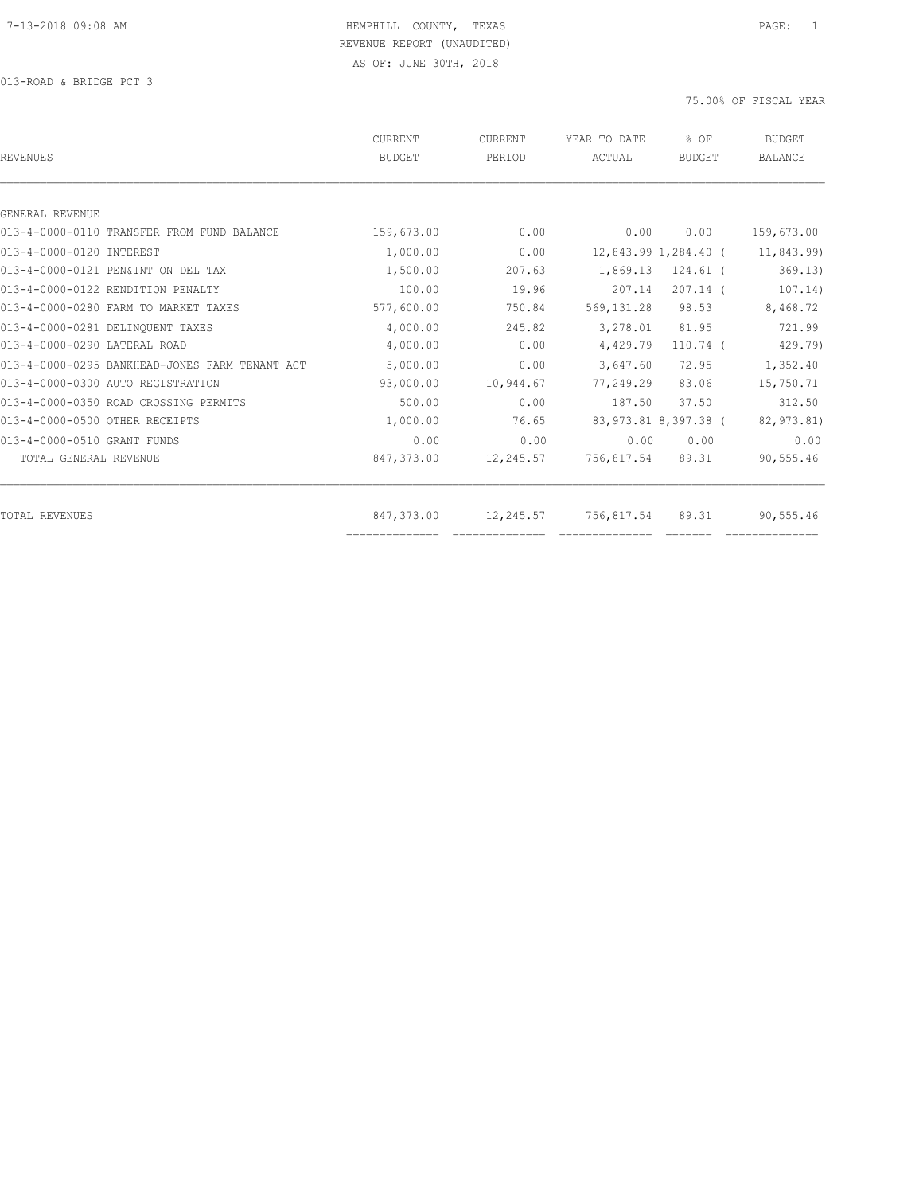HEMPHILL COUNTY, TEXAS
REVENUE REPORT (UNAUDITED)
AS OF: JUNE 30TH, 2018

013-ROAD & BRIDGE PCT 3

75.00% OF FISCAL YEAR

| REVENUES | CURRENT BUDGET | CURRENT PERIOD | YEAR TO DATE ACTUAL | % OF BUDGET | BUDGET BALANCE |
|---|---|---|---|---|---|
| GENERAL REVENUE | | | | | |
| 013-4-0000-0110 TRANSFER FROM FUND BALANCE | 159,673.00 | 0.00 | 0.00 | 0.00 | 159,673.00 |
| 013-4-0000-0120 INTEREST | 1,000.00 | 0.00 | 12,843.99 | 1,284.40 | ( 11,843.99) |
| 013-4-0000-0121 PEN&INT ON DEL TAX | 1,500.00 | 207.63 | 1,869.13 | 124.61 | ( 369.13) |
| 013-4-0000-0122 RENDITION PENALTY | 100.00 | 19.96 | 207.14 | 207.14 | ( 107.14) |
| 013-4-0000-0280 FARM TO MARKET TAXES | 577,600.00 | 750.84 | 569,131.28 | 98.53 | 8,468.72 |
| 013-4-0000-0281 DELINQUENT TAXES | 4,000.00 | 245.82 | 3,278.01 | 81.95 | 721.99 |
| 013-4-0000-0290 LATERAL ROAD | 4,000.00 | 0.00 | 4,429.79 | 110.74 | ( 429.79) |
| 013-4-0000-0295 BANKHEAD-JONES FARM TENANT ACT | 5,000.00 | 0.00 | 3,647.60 | 72.95 | 1,352.40 |
| 013-4-0000-0300 AUTO REGISTRATION | 93,000.00 | 10,944.67 | 77,249.29 | 83.06 | 15,750.71 |
| 013-4-0000-0350 ROAD CROSSING PERMITS | 500.00 | 0.00 | 187.50 | 37.50 | 312.50 |
| 013-4-0000-0500 OTHER RECEIPTS | 1,000.00 | 76.65 | 83,973.81 | 8,397.38 | ( 82,973.81) |
| 013-4-0000-0510 GRANT FUNDS | 0.00 | 0.00 | 0.00 | 0.00 | 0.00 |
| TOTAL GENERAL REVENUE | 847,373.00 | 12,245.57 | 756,817.54 | 89.31 | 90,555.46 |
| TOTAL REVENUES | 847,373.00 | 12,245.57 | 756,817.54 | 89.31 | 90,555.46 |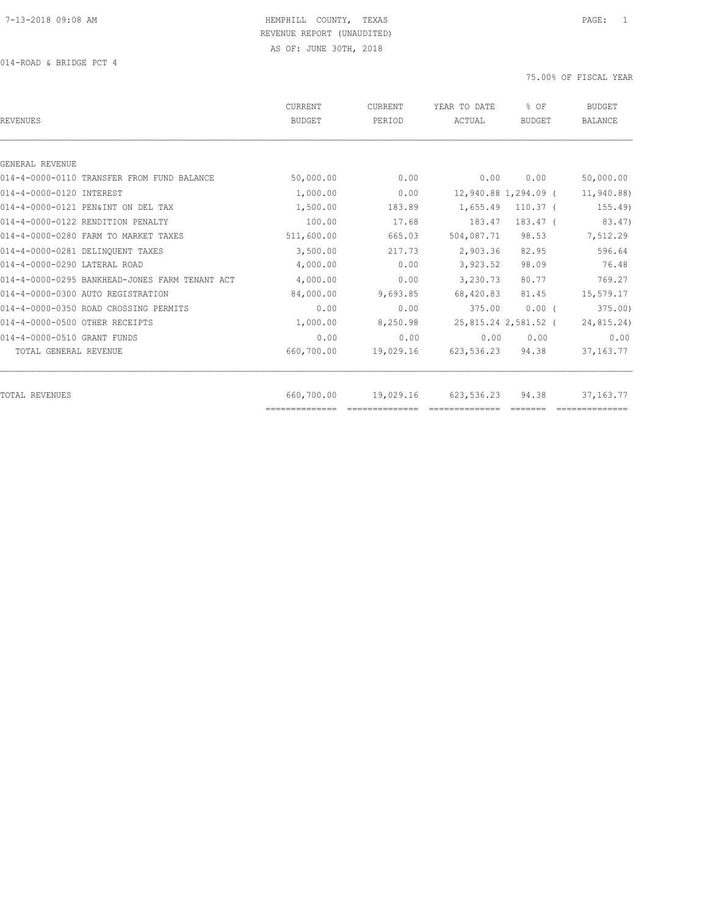7-13-2018 09:08 AM

HEMPHILL COUNTY, TEXAS
REVENUE REPORT (UNAUDITED)
AS OF: JUNE 30TH, 2018

014-ROAD & BRIDGE PCT 4

75.00% OF FISCAL YEAR

| REVENUES | CURRENT BUDGET | CURRENT PERIOD | YEAR TO DATE ACTUAL | % OF BUDGET | BUDGET BALANCE |
|---|---|---|---|---|---|
| GENERAL REVENUE | | | | | |
| 014-4-0000-0110 TRANSFER FROM FUND BALANCE | 50,000.00 | 0.00 | 0.00 | 0.00 | 50,000.00 |
| 014-4-0000-0120 INTEREST | 1,000.00 | 0.00 | 12,940.88 | 1,294.09 | ( 11,940.88) |
| 014-4-0000-0121 PEN&INT ON DEL TAX | 1,500.00 | 183.89 | 1,655.49 | 110.37 | ( 155.49) |
| 014-4-0000-0122 RENDITION PENALTY | 100.00 | 17.68 | 183.47 | 183.47 | ( 83.47) |
| 014-4-0000-0280 FARM TO MARKET TAXES | 511,600.00 | 665.03 | 504,087.71 | 98.53 | 7,512.29 |
| 014-4-0000-0281 DELINQUENT TAXES | 3,500.00 | 217.73 | 2,903.36 | 82.95 | 596.64 |
| 014-4-0000-0290 LATERAL ROAD | 4,000.00 | 0.00 | 3,923.52 | 98.09 | 76.48 |
| 014-4-0000-0295 BANKHEAD-JONES FARM TENANT ACT | 4,000.00 | 0.00 | 3,230.73 | 80.77 | 769.27 |
| 014-4-0000-0300 AUTO REGISTRATION | 84,000.00 | 9,693.85 | 68,420.83 | 81.45 | 15,579.17 |
| 014-4-0000-0350 ROAD CROSSING PERMITS | 0.00 | 0.00 | 375.00 | 0.00 | ( 375.00) |
| 014-4-0000-0500 OTHER RECEIPTS | 1,000.00 | 8,250.98 | 25,815.24 | 2,581.52 | ( 24,815.24) |
| 014-4-0000-0510 GRANT FUNDS | 0.00 | 0.00 | 0.00 | 0.00 | 0.00 |
| TOTAL GENERAL REVENUE | 660,700.00 | 19,029.16 | 623,536.23 | 94.38 | 37,163.77 |
| TOTAL REVENUES | 660,700.00 | 19,029.16 | 623,536.23 | 94.38 | 37,163.77 |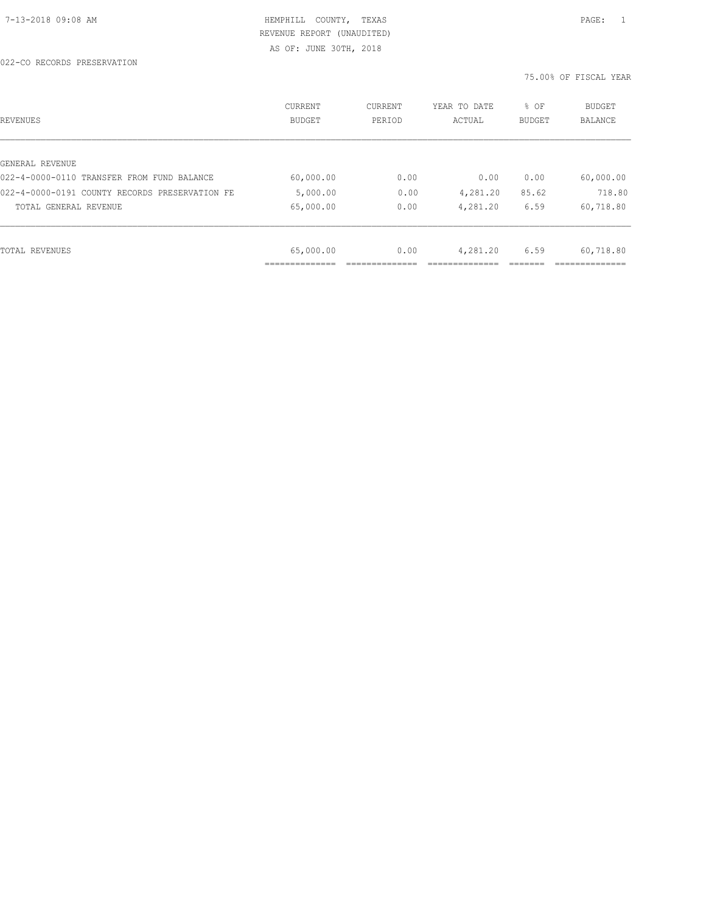7-13-2018 09:08 AM HEMPHILL COUNTY, TEXAS

REVENUE REPORT (UNAUDITED)

AS OF: JUNE 30TH, 2018

022-CO RECORDS PRESERVATION

75.00% OF FISCAL YEAR

| REVENUES | CURRENT BUDGET | CURRENT PERIOD | YEAR TO DATE ACTUAL | % OF BUDGET | BUDGET BALANCE |
|---|---|---|---|---|---|
| GENERAL REVENUE | | | | | |
| 022-4-0000-0110 TRANSFER FROM FUND BALANCE | 60,000.00 | 0.00 | 0.00 | 0.00 | 60,000.00 |
| 022-4-0000-0191 COUNTY RECORDS PRESERVATION FE | 5,000.00 | 0.00 | 4,281.20 | 85.62 | 718.80 |
| TOTAL GENERAL REVENUE | 65,000.00 | 0.00 | 4,281.20 | 6.59 | 60,718.80 |
| TOTAL REVENUES | 65,000.00 | 0.00 | 4,281.20 | 6.59 | 60,718.80 |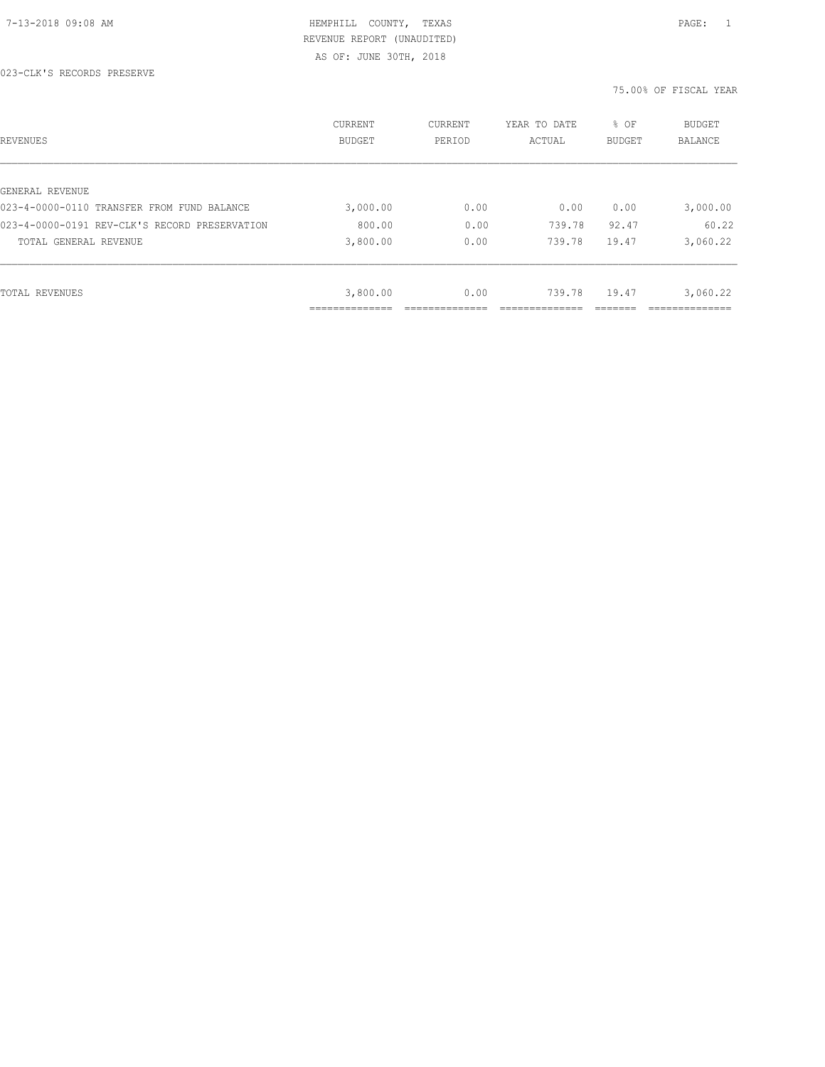HEMPHILL COUNTY, TEXAS
REVENUE REPORT (UNAUDITED)
AS OF: JUNE 30TH, 2018

023-CLK'S RECORDS PRESERVE

75.00% OF FISCAL YEAR

| REVENUES | CURRENT BUDGET | CURRENT PERIOD | YEAR TO DATE ACTUAL | % OF BUDGET | BUDGET BALANCE |
|---|---|---|---|---|---|
| GENERAL REVENUE | | | | | |
| 023-4-0000-0110 TRANSFER FROM FUND BALANCE | 3,000.00 | 0.00 | 0.00 | 0.00 | 3,000.00 |
| 023-4-0000-0191 REV-CLK'S RECORD PRESERVATION | 800.00 | 0.00 | 739.78 | 92.47 | 60.22 |
| TOTAL GENERAL REVENUE | 3,800.00 | 0.00 | 739.78 | 19.47 | 3,060.22 |
| TOTAL REVENUES | 3,800.00 | 0.00 | 739.78 | 19.47 | 3,060.22 |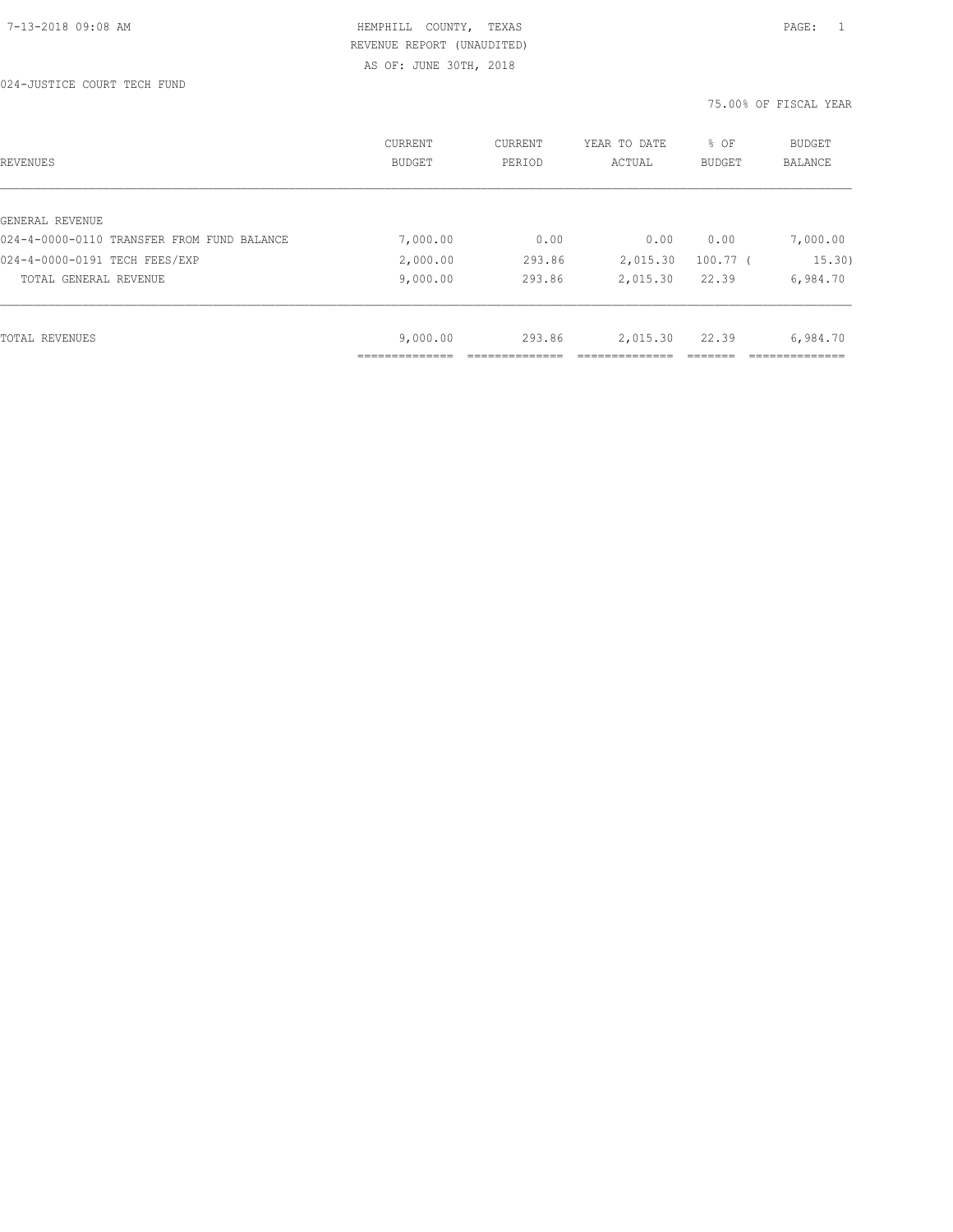HEMPHILL COUNTY, TEXAS
REVENUE REPORT (UNAUDITED)
AS OF: JUNE 30TH, 2018

024-JUSTICE COURT TECH FUND

75.00% OF FISCAL YEAR

| REVENUES | CURRENT BUDGET | CURRENT PERIOD | YEAR TO DATE ACTUAL | % OF BUDGET | BUDGET BALANCE |
|---|---|---|---|---|---|
| GENERAL REVENUE | | | | | |
| 024-4-0000-0110 TRANSFER FROM FUND BALANCE | 7,000.00 | 0.00 | 0.00 | 0.00 | 7,000.00 |
| 024-4-0000-0191 TECH FEES/EXP | 2,000.00 | 293.86 | 2,015.30 | 100.77 | ( 15.30) |
| TOTAL GENERAL REVENUE | 9,000.00 | 293.86 | 2,015.30 | 22.39 | 6,984.70 |
| TOTAL REVENUES | 9,000.00 | 293.86 | 2,015.30 | 22.39 | 6,984.70 |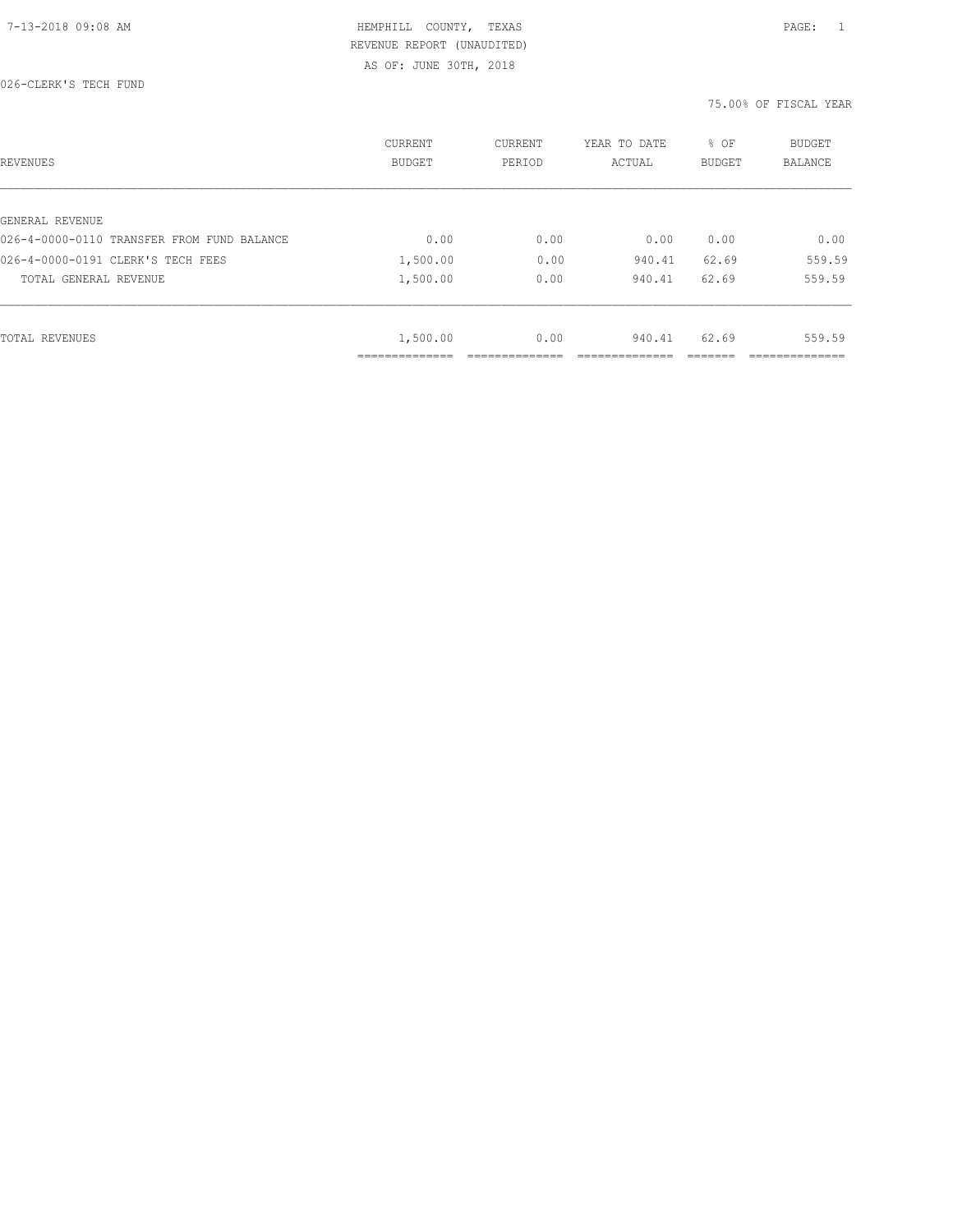7-13-2018 09:08 AM HEMPHILL COUNTY, TEXAS

REVENUE REPORT (UNAUDITED)

AS OF: JUNE 30TH, 2018

026-CLERK'S TECH FUND

75.00% OF FISCAL YEAR

| REVENUES | CURRENT BUDGET | CURRENT PERIOD | YEAR TO DATE ACTUAL | % OF BUDGET | BUDGET BALANCE |
|---|---|---|---|---|---|
| GENERAL REVENUE | | | | | |
| 026-4-0000-0110 TRANSFER FROM FUND BALANCE | 0.00 | 0.00 | 0.00 | 0.00 | 0.00 |
| 026-4-0000-0191 CLERK'S TECH FEES | 1,500.00 | 0.00 | 940.41 | 62.69 | 559.59 |
| TOTAL GENERAL REVENUE | 1,500.00 | 0.00 | 940.41 | 62.69 | 559.59 |
| TOTAL REVENUES | 1,500.00 | 0.00 | 940.41 | 62.69 | 559.59 |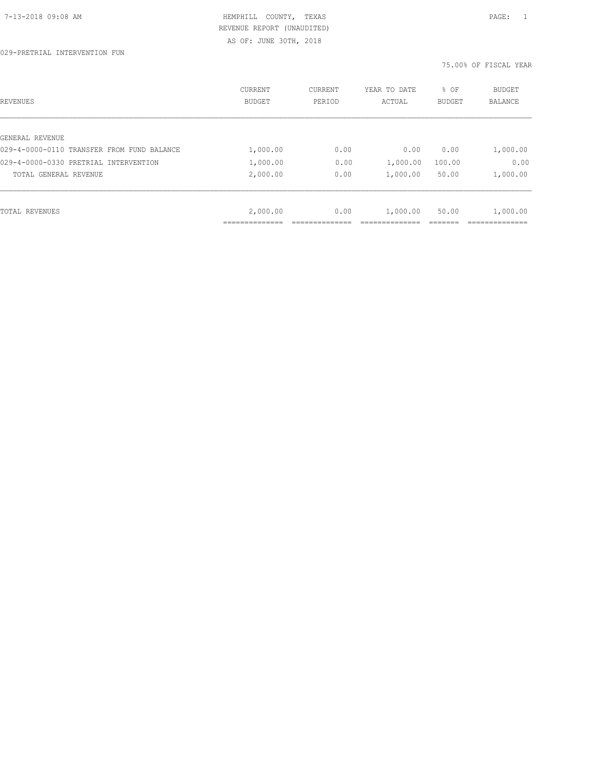HEMPHILL COUNTY, TEXAS
REVENUE REPORT (UNAUDITED)
AS OF: JUNE 30TH, 2018

029-PRETRIAL INTERVENTION FUN

75.00% OF FISCAL YEAR

| REVENUES | CURRENT BUDGET | CURRENT PERIOD | YEAR TO DATE ACTUAL | % OF BUDGET | BUDGET BALANCE |
|---|---|---|---|---|---|
| GENERAL REVENUE | | | | | |
| 029-4-0000-0110 TRANSFER FROM FUND BALANCE | 1,000.00 | 0.00 | 0.00 | 0.00 | 1,000.00 |
| 029-4-0000-0330 PRETRIAL INTERVENTION | 1,000.00 | 0.00 | 1,000.00 | 100.00 | 0.00 |
| TOTAL GENERAL REVENUE | 2,000.00 | 0.00 | 1,000.00 | 50.00 | 1,000.00 |
| TOTAL REVENUES | 2,000.00 | 0.00 | 1,000.00 | 50.00 | 1,000.00 |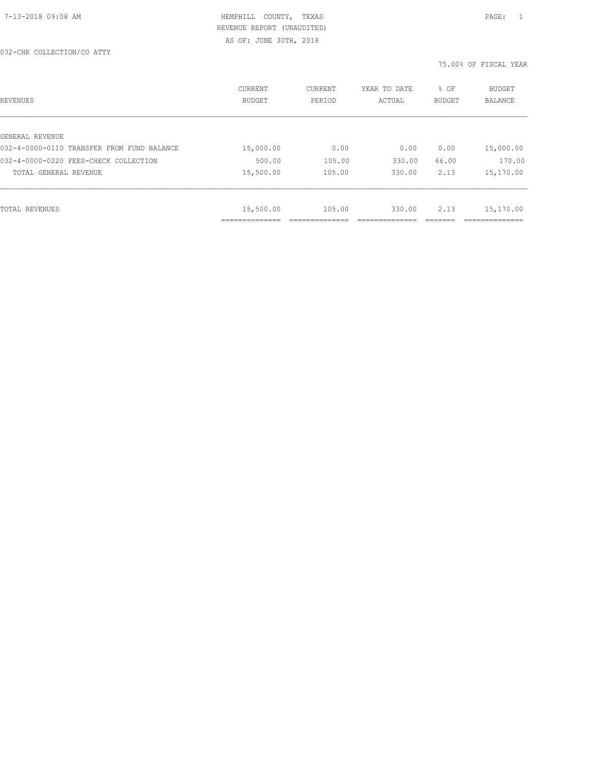HEMPHILL COUNTY, TEXAS
REVENUE REPORT (UNAUDITED)
AS OF: JUNE 30TH, 2018

032-CHK COLLECTION/CO ATTY

75.00% OF FISCAL YEAR

| REVENUES | CURRENT BUDGET | CURRENT PERIOD | YEAR TO DATE ACTUAL | % OF BUDGET | BUDGET BALANCE |
|---|---|---|---|---|---|
| GENERAL REVENUE | | | | | |
| 032-4-0000-0110 TRANSFER FROM FUND BALANCE | 15,000.00 | 0.00 | 0.00 | 0.00 | 15,000.00 |
| 032-4-0000-0220 FEES-CHECK COLLECTION | 500.00 | 105.00 | 330.00 | 66.00 | 170.00 |
| TOTAL GENERAL REVENUE | 15,500.00 | 105.00 | 330.00 | 2.13 | 15,170.00 |
| TOTAL REVENUES | 15,500.00 | 105.00 | 330.00 | 2.13 | 15,170.00 |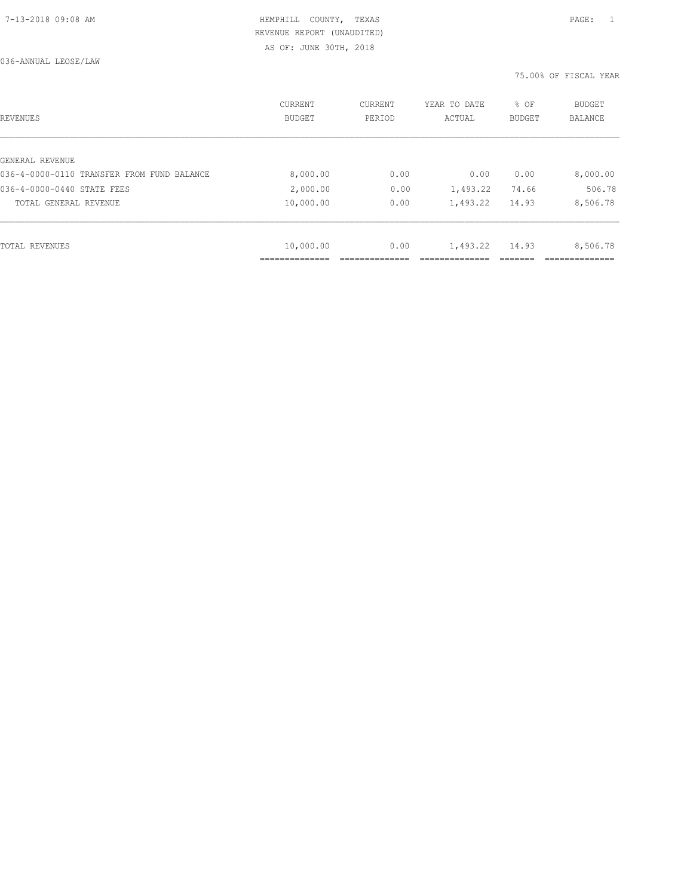HEMPHILL COUNTY, TEXAS
REVENUE REPORT (UNAUDITED)
AS OF: JUNE 30TH, 2018

036-ANNUAL LEOSE/LAW

75.00% OF FISCAL YEAR

| REVENUES | CURRENT BUDGET | CURRENT PERIOD | YEAR TO DATE ACTUAL | % OF BUDGET | BUDGET BALANCE |
|---|---|---|---|---|---|
| GENERAL REVENUE | | | | | |
| 036-4-0000-0110 TRANSFER FROM FUND BALANCE | 8,000.00 | 0.00 | 0.00 | 0.00 | 8,000.00 |
| 036-4-0000-0440 STATE FEES | 2,000.00 | 0.00 | 1,493.22 | 74.66 | 506.78 |
| TOTAL GENERAL REVENUE | 10,000.00 | 0.00 | 1,493.22 | 14.93 | 8,506.78 |
| TOTAL REVENUES | 10,000.00 | 0.00 | 1,493.22 | 14.93 | 8,506.78 |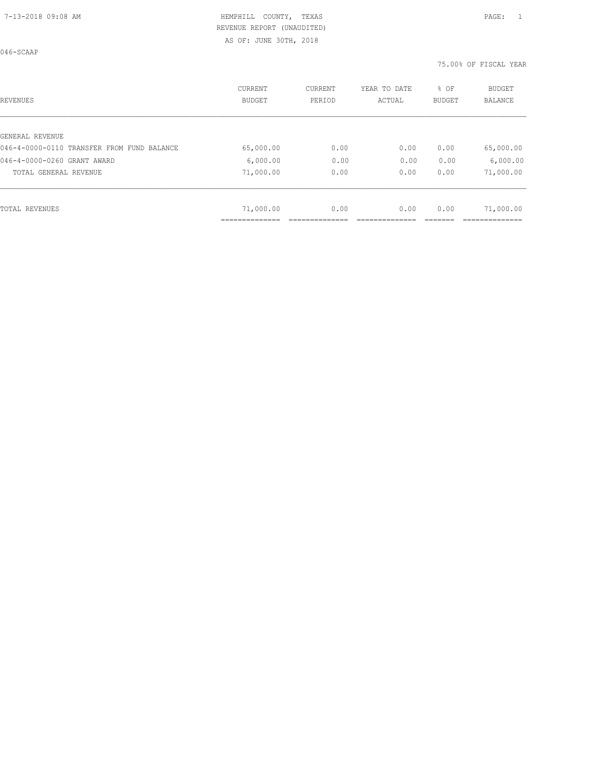HEMPHILL COUNTY, TEXAS
REVENUE REPORT (UNAUDITED)
AS OF: JUNE 30TH, 2018

046-SCAAP

75.00% OF FISCAL YEAR

| REVENUES | CURRENT BUDGET | CURRENT PERIOD | YEAR TO DATE ACTUAL | % OF BUDGET | BUDGET BALANCE |
|---|---|---|---|---|---|
| GENERAL REVENUE | | | | | |
| 046-4-0000-0110 TRANSFER FROM FUND BALANCE | 65,000.00 | 0.00 | 0.00 | 0.00 | 65,000.00 |
| 046-4-0000-0260 GRANT AWARD | 6,000.00 | 0.00 | 0.00 | 0.00 | 6,000.00 |
| TOTAL GENERAL REVENUE | 71,000.00 | 0.00 | 0.00 | 0.00 | 71,000.00 |
| TOTAL REVENUES | 71,000.00 | 0.00 | 0.00 | 0.00 | 71,000.00 |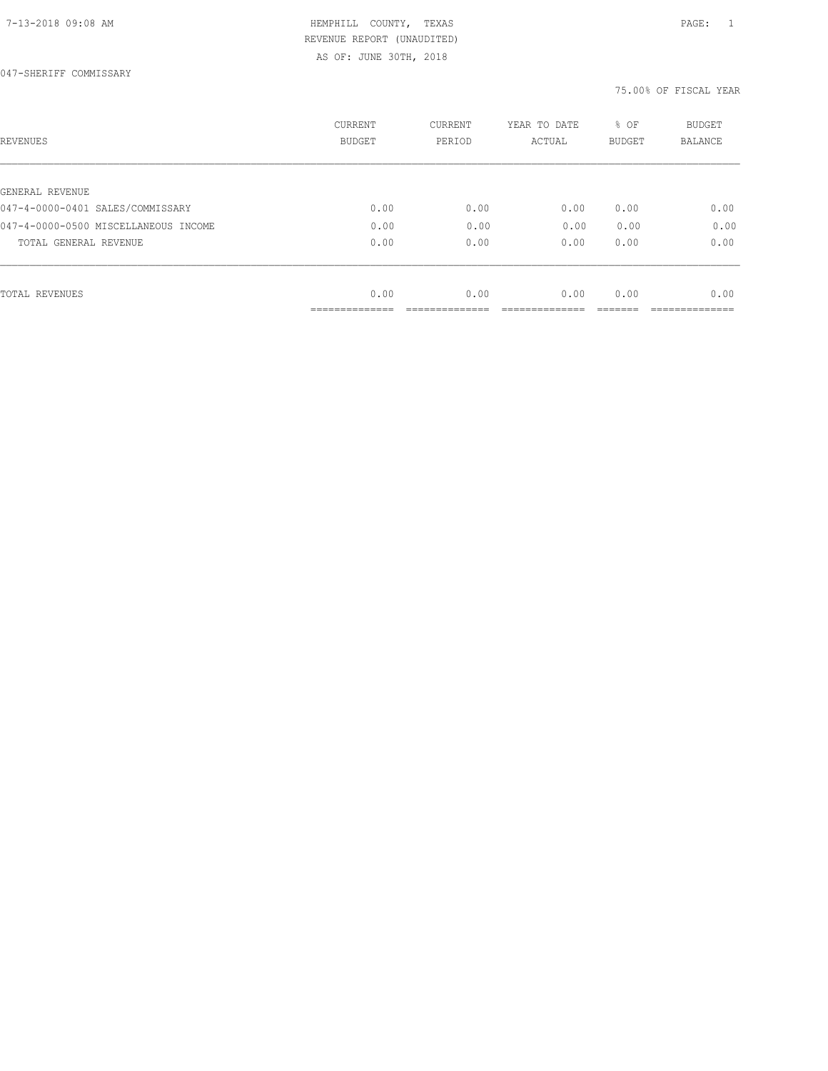HEMPHILL COUNTY, TEXAS
REVENUE REPORT (UNAUDITED)
AS OF: JUNE 30TH, 2018

047-SHERIFF COMMISSARY

75.00% OF FISCAL YEAR

| REVENUES | CURRENT BUDGET | CURRENT PERIOD | YEAR TO DATE ACTUAL | % OF BUDGET | BUDGET BALANCE |
|---|---|---|---|---|---|
| GENERAL REVENUE | | | | | |
| 047-4-0000-0401 SALES/COMMISSARY | 0.00 | 0.00 | 0.00 | 0.00 | 0.00 |
| 047-4-0000-0500 MISCELLANEOUS INCOME | 0.00 | 0.00 | 0.00 | 0.00 | 0.00 |
| TOTAL GENERAL REVENUE | 0.00 | 0.00 | 0.00 | 0.00 | 0.00 |
| TOTAL REVENUES | 0.00 | 0.00 | 0.00 | 0.00 | 0.00 |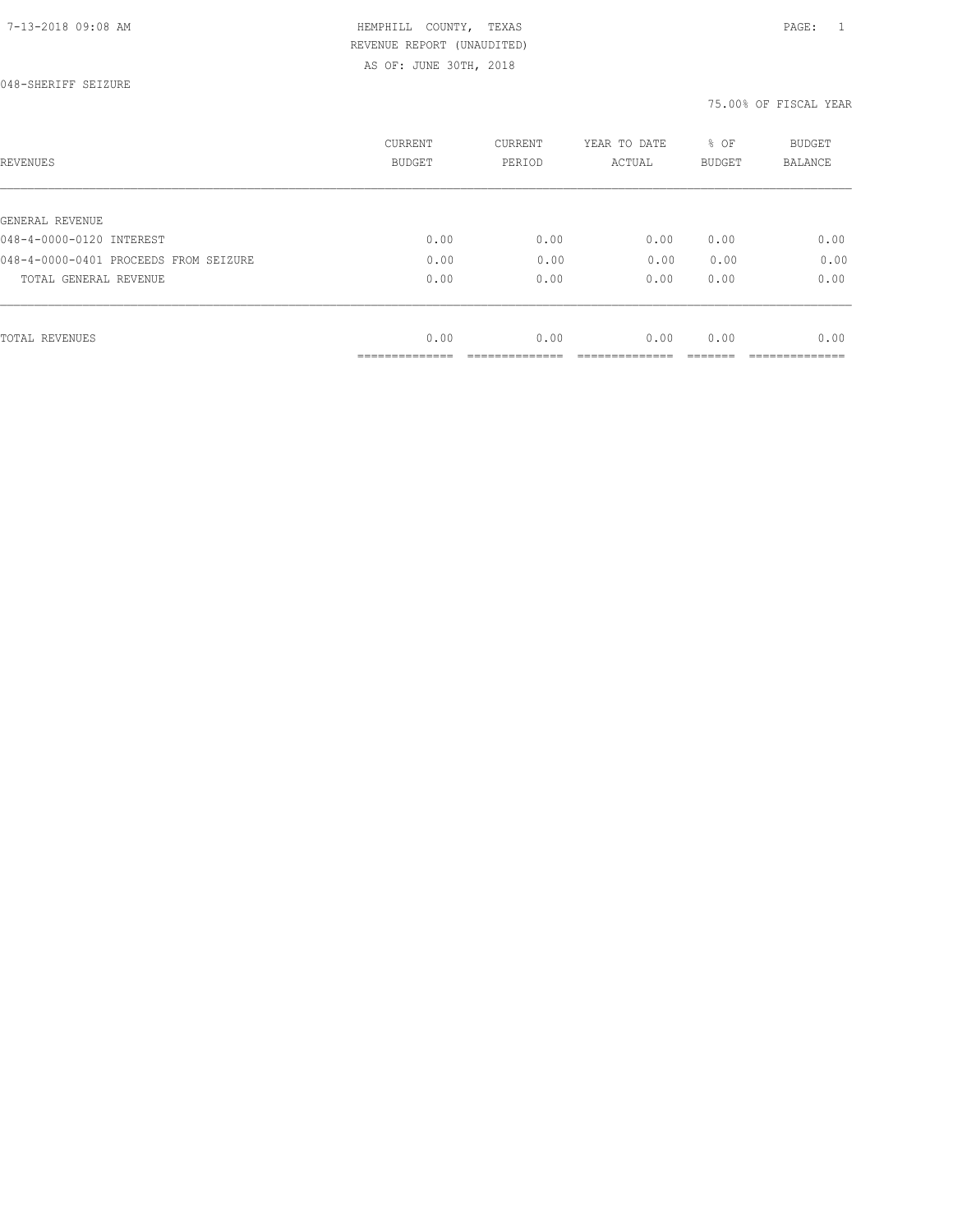HEMPHILL COUNTY, TEXAS
REVENUE REPORT (UNAUDITED)
AS OF: JUNE 30TH, 2018

048-SHERIFF SEIZURE

75.00% OF FISCAL YEAR

| REVENUES | CURRENT BUDGET | CURRENT PERIOD | YEAR TO DATE ACTUAL | % OF BUDGET | BUDGET BALANCE |
|---|---|---|---|---|---|
| GENERAL REVENUE | | | | | |
| 048-4-0000-0120 INTEREST | 0.00 | 0.00 | 0.00 | 0.00 | 0.00 |
| 048-4-0000-0401 PROCEEDS FROM SEIZURE | 0.00 | 0.00 | 0.00 | 0.00 | 0.00 |
| TOTAL GENERAL REVENUE | 0.00 | 0.00 | 0.00 | 0.00 | 0.00 |
| TOTAL REVENUES | 0.00 | 0.00 | 0.00 | 0.00 | 0.00 |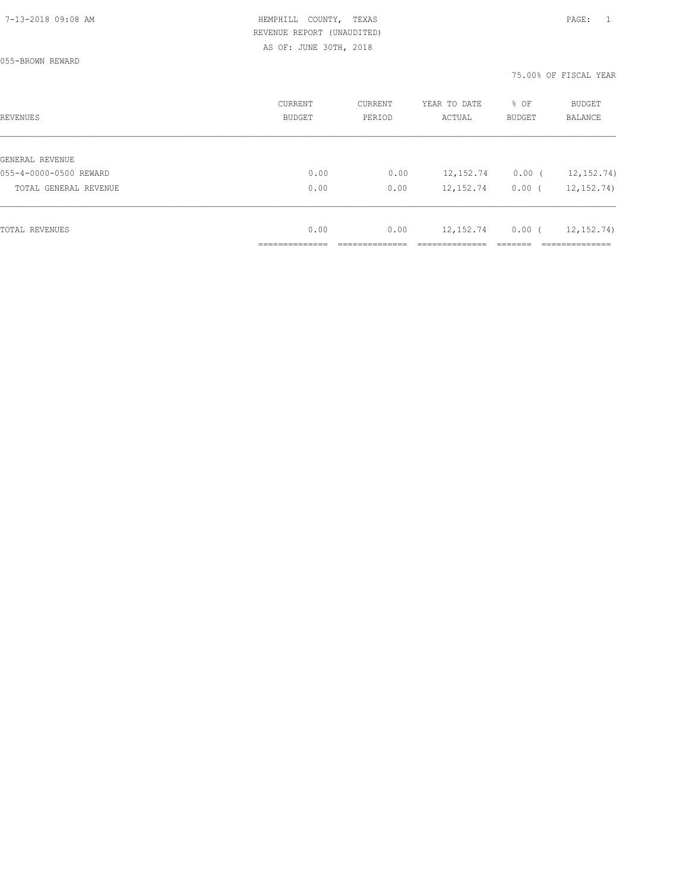HEMPHILL COUNTY, TEXAS
REVENUE REPORT (UNAUDITED)
AS OF: JUNE 30TH, 2018

055-BROWN REWARD

75.00% OF FISCAL YEAR

| REVENUES | CURRENT BUDGET | CURRENT PERIOD | YEAR TO DATE ACTUAL | % OF BUDGET | BUDGET BALANCE |
|---|---|---|---|---|---|
| GENERAL REVENUE | | | | | |
| 055-4-0000-0500 REWARD | 0.00 | 0.00 | 12,152.74 | 0.00 ( | 12,152.74) |
| TOTAL GENERAL REVENUE | 0.00 | 0.00 | 12,152.74 | 0.00 ( | 12,152.74) |
| TOTAL REVENUES | 0.00 | 0.00 | 12,152.74 | 0.00 ( | 12,152.74) |